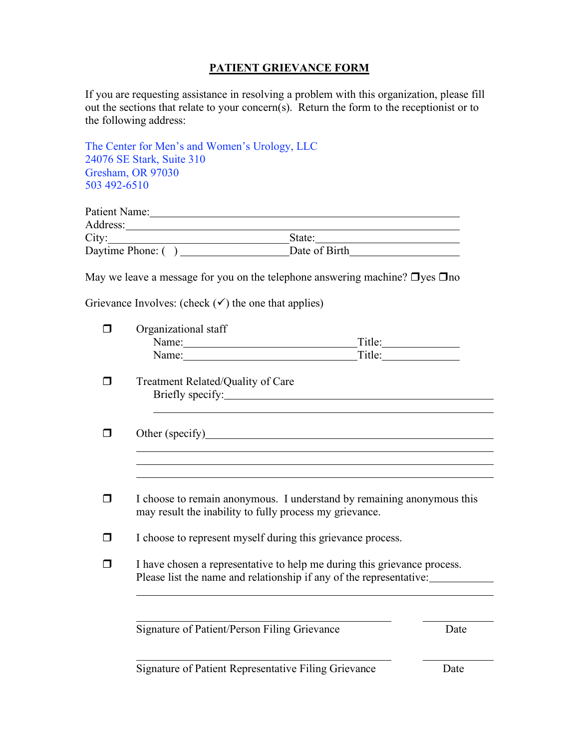# PATIENT GRIEVANCE FORM

If you are requesting assistance in resolving a problem with this organization, please fill out the sections that relate to your concern(s). Return the form to the receptionist or to the following address:

The Center for Men's and Women's Urology, LLC
24076 SE Stark, Suite 310
Gresham, OR 97030
503 492-6510

Patient Name:\_\_\_\_\_\_\_\_\_\_\_\_\_\_\_\_\_\_\_\_\_\_\_\_\_\_\_\_\_\_\_\_\_\_\_\_\_\_\_\_\_\_\_\_\_\_\_\_

Address:\_\_\_\_\_\_\_\_\_\_\_\_\_\_\_\_\_\_\_\_\_\_\_\_\_\_\_\_\_\_\_\_\_\_\_\_\_\_\_\_\_\_\_\_\_\_\_\_\_\_\_\_\_\_

City:\_\_\_\_\_\_\_\_\_\_\_\_\_\_\_\_\_\_\_\_\_\_\_\_\_\_\_\_\_\_ State:\_\_\_\_\_\_\_\_\_\_\_\_\_\_\_\_\_\_\_\_\_\_\_\_

Daytime Phone: (   ) \_\_\_\_\_\_\_\_\_\_\_\_\_\_\_\_\_\_ Date of Birth\_\_\_\_\_\_\_\_\_\_\_\_\_\_\_\_\_\_

May we leave a message for you on the telephone answering machine? ❒yes ❒no

Grievance Involves: (check (✓) the one that applies)

❒ Organizational staff
  Name:\_\_\_\_\_\_\_\_\_\_\_\_\_\_\_\_\_\_\_\_\_\_\_\_\_\_\_\_\_\_ Title:\_\_\_\_\_\_\_\_\_\_\_\_\_\_
  Name:\_\_\_\_\_\_\_\_\_\_\_\_\_\_\_\_\_\_\_\_\_\_\_\_\_\_\_\_\_\_ Title:\_\_\_\_\_\_\_\_\_\_\_\_\_\_

❒ Treatment Related/Quality of Care
  Briefly specify:\_\_\_\_\_\_\_\_\_\_\_\_\_\_\_\_\_\_\_\_\_\_\_\_\_\_\_\_\_\_\_\_\_\_\_\_\_\_\_\_\_\_\_\_\_\_
  \_\_\_\_\_\_\_\_\_\_\_\_\_\_\_\_\_\_\_\_\_\_\_\_\_\_\_\_\_\_\_\_\_\_\_\_\_\_\_\_\_\_\_\_\_\_\_\_\_\_\_\_\_\_\_\_\_\_\_\_

❒ Other (specify)\_\_\_\_\_\_\_\_\_\_\_\_\_\_\_\_\_\_\_\_\_\_\_\_\_\_\_\_\_\_\_\_\_\_\_\_\_\_\_\_\_\_\_\_\_\_\_\_\_
  \_\_\_\_\_\_\_\_\_\_\_\_\_\_\_\_\_\_\_\_\_\_\_\_\_\_\_\_\_\_\_\_\_\_\_\_\_\_\_\_\_\_\_\_\_\_\_\_\_\_\_\_\_\_\_\_\_\_\_\_\_\_
  \_\_\_\_\_\_\_\_\_\_\_\_\_\_\_\_\_\_\_\_\_\_\_\_\_\_\_\_\_\_\_\_\_\_\_\_\_\_\_\_\_\_\_\_\_\_\_\_\_\_\_\_\_\_\_\_\_\_\_\_\_\_
  \_\_\_\_\_\_\_\_\_\_\_\_\_\_\_\_\_\_\_\_\_\_\_\_\_\_\_\_\_\_\_\_\_\_\_\_\_\_\_\_\_\_\_\_\_\_\_\_\_\_\_\_\_\_\_\_\_\_\_\_\_\_

❒ I choose to remain anonymous. I understand by remaining anonymous this may result the inability to fully process my grievance.

❒ I choose to represent myself during this grievance process.

❒ I have chosen a representative to help me during this grievance process. Please list the name and relationship if any of the representative:\_\_\_\_\_\_\_\_\_\_\_\_
\_\_\_\_\_\_\_\_\_\_\_\_\_\_\_\_\_\_\_\_\_\_\_\_\_\_\_\_\_\_\_\_\_\_\_\_\_\_\_\_\_\_\_\_\_\_\_\_\_\_\_\_\_\_\_\_\_\_\_\_\_\_

\_\_\_\_\_\_\_\_\_\_\_\_\_\_\_\_\_\_\_\_\_\_\_\_\_\_\_\_\_\_\_\_\_\_\_\_\_\_\_\_ \_\_\_\_\_\_\_\_\_\_\_\_
Signature of Patient/Person Filing Grievance     Date

\_\_\_\_\_\_\_\_\_\_\_\_\_\_\_\_\_\_\_\_\_\_\_\_\_\_\_\_\_\_\_\_\_\_\_\_\_\_\_\_ \_\_\_\_\_\_\_\_\_\_\_\_
Signature of Patient Representative Filing Grievance     Date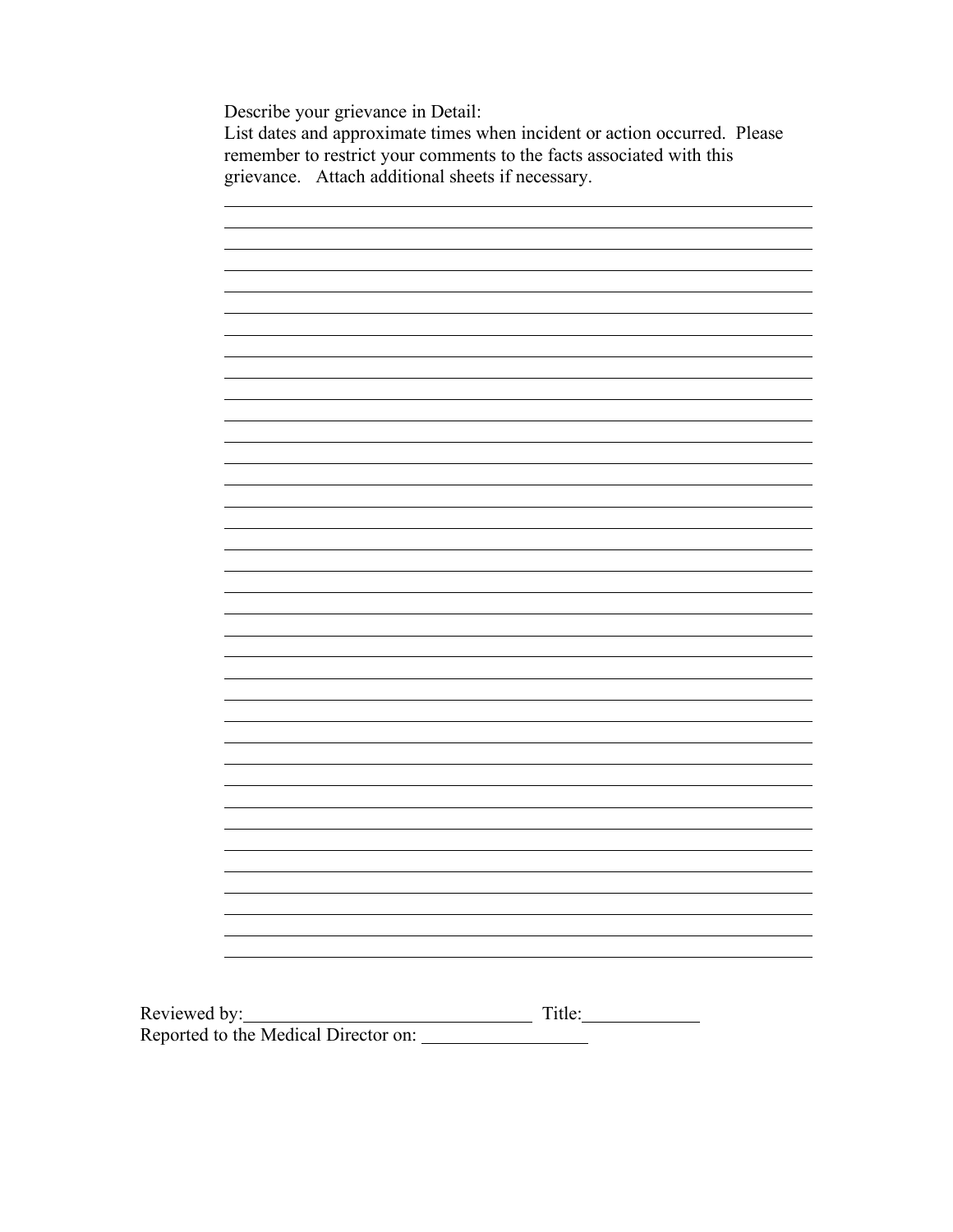Describe your grievance in Detail:
List dates and approximate times when incident or action occurred. Please remember to restrict your comments to the facts associated with this grievance. Attach additional sheets if necessary.

Reviewed by:________________________________ Title:_____________
Reported to the Medical Director on: __________________